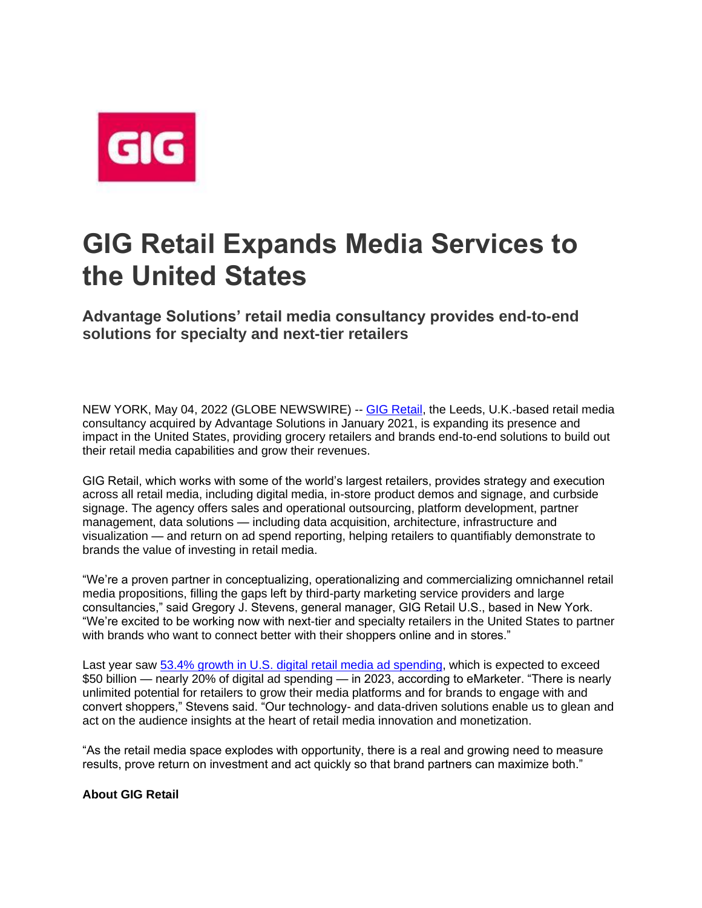# GIG Retail Expands Media Services to the United States

## Advantage Solutions' retail media consultancy provides end-to-end solutions for specialty and next-tier retailers

NEW YORK, May 04, 2022 (GLOBE NEWSWIRE) -- GIG Retail, the Leeds, U.K.-based retail media consultancy acquired by Advantage Solutions in January 2021, is expanding its presence and impact in the United States, providing grocery retailers and brands end-to-end solutions to build out their retail media capabilities and grow their revenues.

GIG Retail, which works with some of the world's largest retailers, provides strategy and execution across all retail media, including digital media, in-store product demos and signage, and curbside signage. The agency offers sales and operational outsourcing, platform development, partner management, data solutions — including data acquisition, architecture, infrastructure and visualization — and return on ad spend reporting, helping retailers to quantifiably demonstrate to brands the value of investing in retail media.

"We're a proven partner in conceptualizing, operationalizing and commercializing omnichannel retail media propositions, filling the gaps left by third-party marketing service providers and large consultancies," said Gregory J. Stevens, general manager, GIG Retail U.S., based in New York. "We're excited to be working now with next-tier and specialty retailers in the United States to partner with brands who want to connect better with their shoppers online and in stores."

Last year saw 53.4% growth in U.S. digital retail media ad spending, which is expected to exceed $50 billion — nearly 20% of digital ad spending — in 2023, according to eMarketer. "There is nearly unlimited potential for retailers to grow their media platforms and for brands to engage with and convert shoppers," Stevens said. "Our technology- and data-driven solutions enable us to glean and act on the audience insights at the heart of retail media innovation and monetization.

"As the retail media space explodes with opportunity, there is a real and growing need to measure results, prove return on investment and act quickly so that brand partners can maximize both."

**About GIG Retail**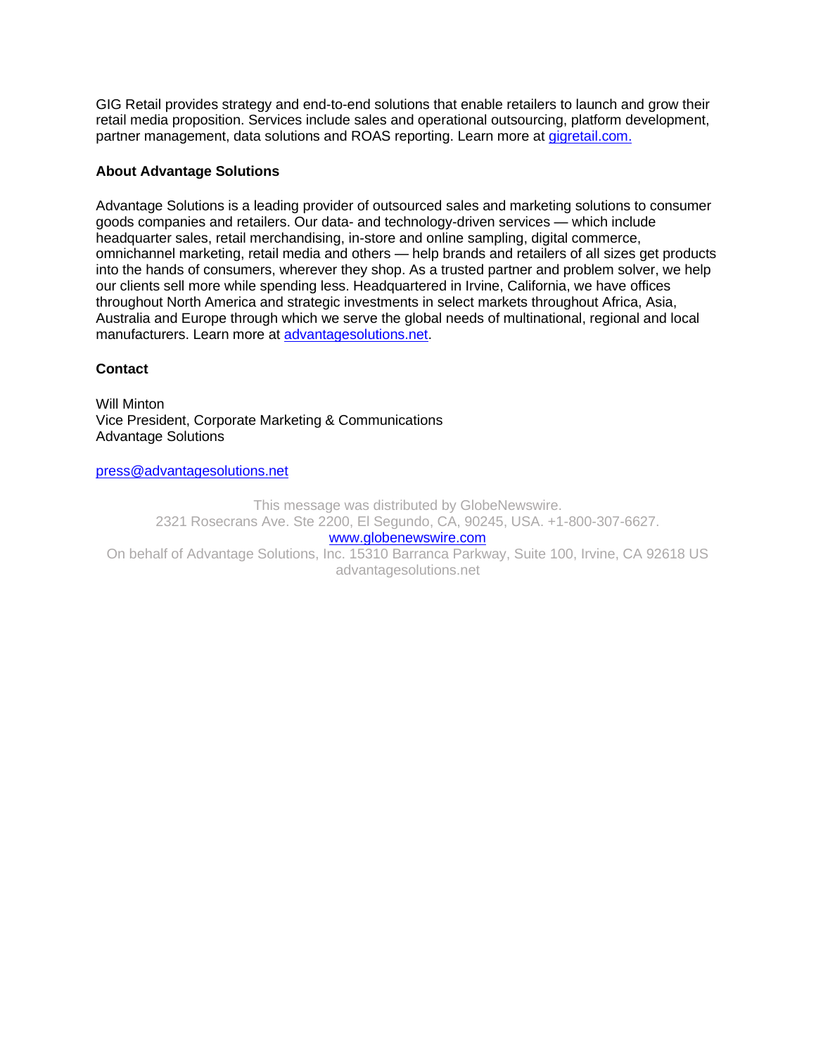GIG Retail provides strategy and end-to-end solutions that enable retailers to launch and grow their retail media proposition. Services include sales and operational outsourcing, platform development, partner management, data solutions and ROAS reporting. Learn more at gigretail.com.

**About Advantage Solutions**

Advantage Solutions is a leading provider of outsourced sales and marketing solutions to consumer goods companies and retailers. Our data- and technology-driven services — which include headquarter sales, retail merchandising, in-store and online sampling, digital commerce, omnichannel marketing, retail media and others — help brands and retailers of all sizes get products into the hands of consumers, wherever they shop. As a trusted partner and problem solver, we help our clients sell more while spending less. Headquartered in Irvine, California, we have offices throughout North America and strategic investments in select markets throughout Africa, Asia, Australia and Europe through which we serve the global needs of multinational, regional and local manufacturers. Learn more at advantagesolutions.net.

**Contact**

Will Minton
Vice President, Corporate Marketing & Communications
Advantage Solutions

press@advantagesolutions.net

This message was distributed by GlobeNewswire.
2321 Rosecrans Ave. Ste 2200, El Segundo, CA, 90245, USA. +1-800-307-6627.
www.globenewswire.com
On behalf of Advantage Solutions, Inc. 15310 Barranca Parkway, Suite 100, Irvine, CA 92618 US
advantagesolutions.net